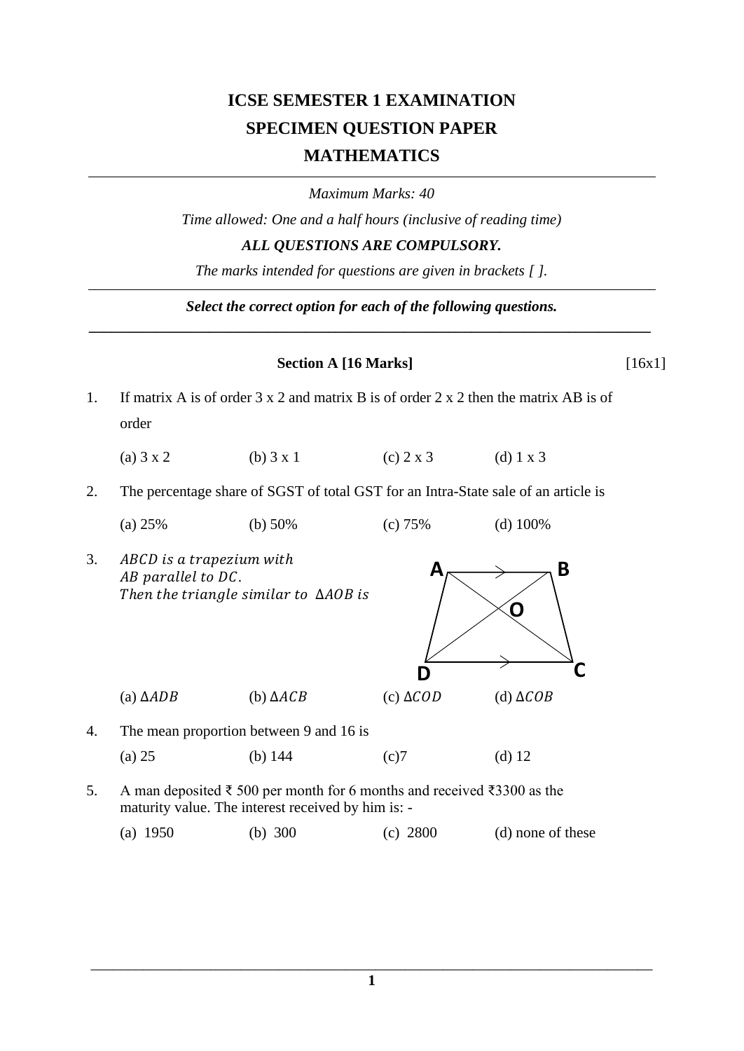# ICSE SEMESTER 1 EXAMINATION
# SPECIMEN QUESTION PAPER
# MATHEMATICS

---

*Maximum Marks: 40*

*Time allowed: One and a half hours (inclusive of reading time)*

***ALL QUESTIONS ARE COMPULSORY.***

*The marks intended for questions are given in brackets [ ].*

---

***Select the correct option for each of the following questions.***

---

**Section A [16 Marks]** [16x1]

1. If matrix A is of order 3 x 2 and matrix B is of order 2 x 2 then the matrix AB is of order

   (a) 3 x 2 (b) 3 x 1 (c) 2 x 3 (d) 1 x 3

2. The percentage share of SGST of total GST for an Intra-State sale of an article is

   (a) 25% (b) 50% (c) 75% (d) 100%

3. $ABCD$ is a trapezium with $AB$ parallel to $DC$. Then the triangle similar to $\Delta AOB$ is

   (a) $\Delta ADB$ (b) $\Delta ACB$ (c) $\Delta COD$ (d) $\Delta COB$

4. The mean proportion between 9 and 16 is

   (a) 25 (b) 144 (c) 7 (d) 12

5. A man deposited ₹ 500 per month for 6 months and received ₹3300 as the maturity value. The interest received by him is: -

   (a) 1950 (b) 300 (c) 2800 (d) none of these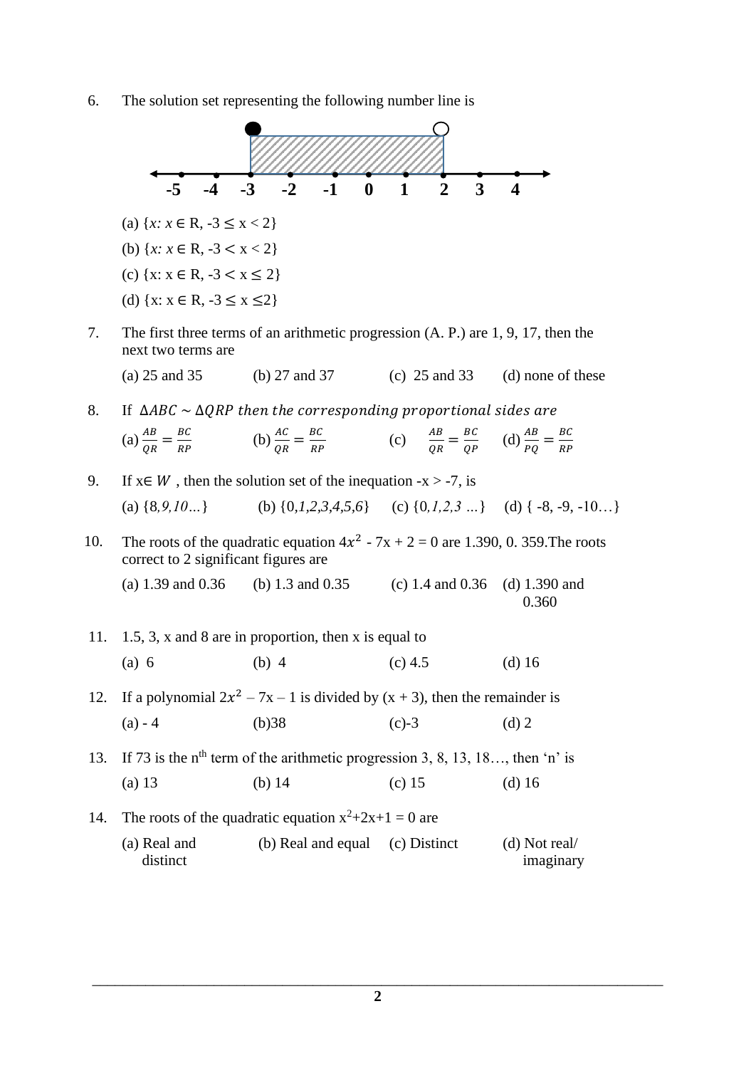6. The solution set representing the following number line is

(a) $\{x: x \in R, -3 \leq x < 2\}$

(b) $\{x: x \in R, -3 < x < 2\}$

(c) $\{x: x \in R, -3 < x \leq 2\}$

(d) $\{x: x \in R, -3 \leq x \leq 2\}$

7. The first three terms of an arithmetic progression (A. P.) are 1, 9, 17, then the next two terms are

(a) 25 and 35 (b) 27 and 37 (c) 25 and 33 (d) none of these

8. If $\Delta ABC \sim \Delta QRP$ *then the corresponding proportional sides are*

(a) $\frac{AB}{QR} = \frac{BC}{RP}$ (b) $\frac{AC}{QR} = \frac{BC}{RP}$ (c) $\frac{AB}{QR} = \frac{BC}{QP}$ (d) $\frac{AB}{PQ} = \frac{BC}{RP}$

9. If $x \in W$ , then the solution set of the inequation $-x > -7$, is

(a) {8, 9, 10…} (b) {0, 1, 2, 3, 4, 5, 6} (c) {0, 1, 2, 3 …} (d) { -8, -9, -10…}

10. The roots of the quadratic equation $4x^2 - 7x + 2 = 0$ are 1.390, 0. 359.The roots correct to 2 significant figures are

(a) 1.39 and 0.36 (b) 1.3 and 0.35 (c) 1.4 and 0.36 (d) 1.390 and 0.360

11. 1.5, 3, x and 8 are in proportion, then x is equal to

(a) 6 (b) 4 (c) 4.5 (d) 16

12. If a polynomial $2x^2 - 7x - 1$ is divided by $(x + 3)$, then the remainder is

(a) - 4 (b)38 (c)-3 (d) 2

13. If 73 is the $n^{th}$ term of the arithmetic progression 3, 8, 13, 18…, then 'n' is

(a) 13 (b) 14 (c) 15 (d) 16

14. The roots of the quadratic equation $x^2+2x+1 = 0$ are

(a) Real and distinct (b) Real and equal (c) Distinct (d) Not real/ imaginary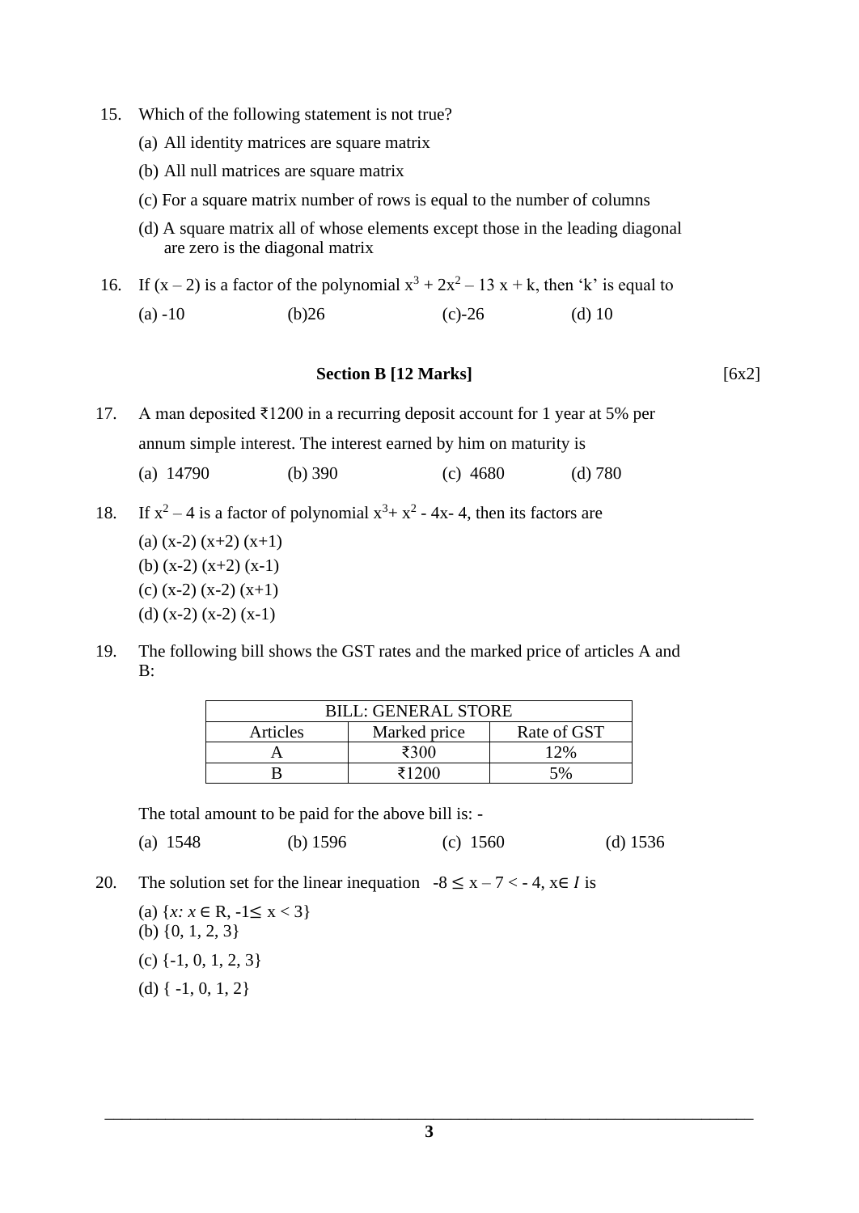15. Which of the following statement is not true?

    (a) All identity matrices are square matrix

    (b) All null matrices are square matrix

    (c) For a square matrix number of rows is equal to the number of columns

    (d) A square matrix all of whose elements except those in the leading diagonal are zero is the diagonal matrix

16. If $(x - 2)$ is a factor of the polynomial $x^3 + 2x^2 - 13x + k$, then 'k' is equal to

    (a) -10 (b) 26 (c) -26 (d) 10

**Section B [12 Marks]** [6x2]

17. A man deposited ₹1200 in a recurring deposit account for 1 year at 5% per annum simple interest. The interest earned by him on maturity is

    (a) 14790 (b) 390 (c) 4680 (d) 780

18. If $x^2 - 4$ is a factor of polynomial $x^3 + x^2 - 4x - 4$, then its factors are

    (a) $(x-2)(x+2)(x+1)$

    (b) $(x-2)(x+2)(x-1)$

    (c) $(x-2)(x-2)(x+1)$

    (d) $(x-2)(x-2)(x-1)$

19. The following bill shows the GST rates and the marked price of articles A and B:

| BILL: GENERAL STORE | | |
|---|---|---|
| Articles | Marked price | Rate of GST |
| A | ₹300 | 12% |
| B | ₹1200 | 5% |

    The total amount to be paid for the above bill is: -

    (a) 1548 (b) 1596 (c) 1560 (d) 1536

20. The solution set for the linear inequation $-8 \leq x - 7 < -4$, $x \in I$ is

    (a) $\{x : x \in R, -1 \leq x < 3\}$

    (b) $\{0, 1, 2, 3\}$

    (c) $\{-1, 0, 1, 2, 3\}$

    (d) $\{-1, 0, 1, 2\}$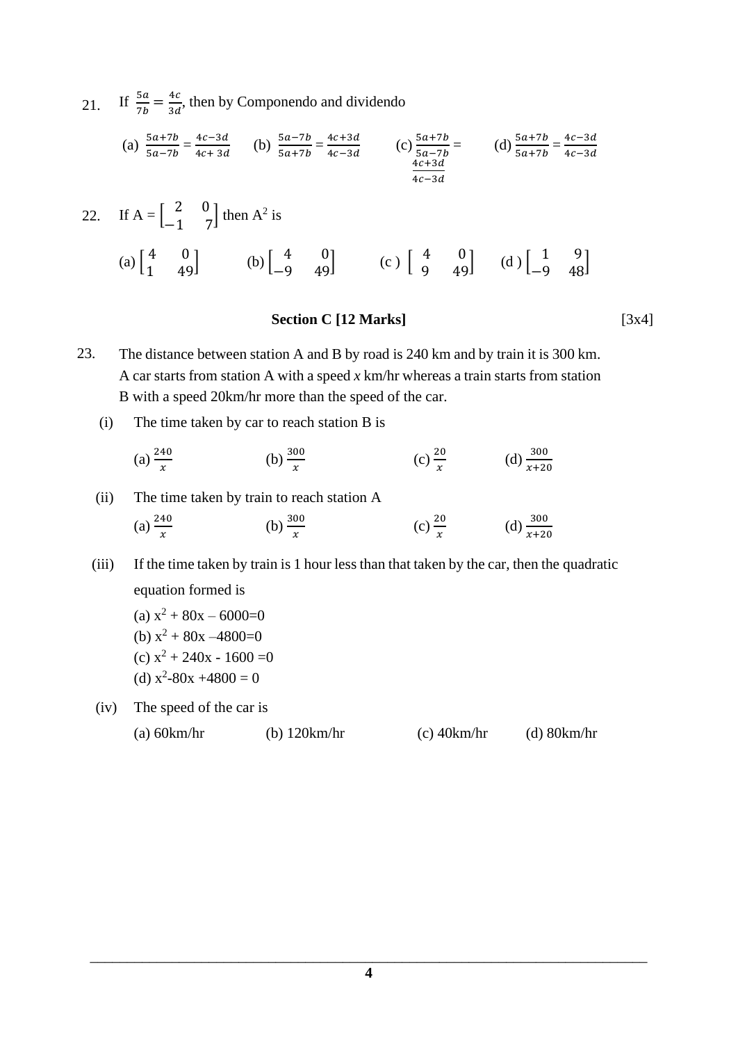21. If $\frac{5a}{7b} = \frac{4c}{3d}$, then by Componendo and dividendo

(a) $\frac{5a+7b}{5a-7b} = \frac{4c-3d}{4c+3d}$ (b) $\frac{5a-7b}{5a+7b} = \frac{4c+3d}{4c-3d}$ (c) $\frac{5a+7b}{5a-7b} = \frac{4c+3d}{4c-3d}$ (d) $\frac{5a+7b}{5a+7b} = \frac{4c-3d}{4c-3d}$

22. If A = $\begin{bmatrix} 2 & 0 \\ -1 & 7 \end{bmatrix}$ then $A^2$ is

(a) $\begin{bmatrix} 4 & 0 \\ 1 & 49 \end{bmatrix}$ (b) $\begin{bmatrix} 4 & 0 \\ -9 & 49 \end{bmatrix}$ (c) $\begin{bmatrix} 4 & 0 \\ 9 & 49 \end{bmatrix}$ (d) $\begin{bmatrix} 1 & 9 \\ -9 & 48 \end{bmatrix}$

## Section C [12 Marks] [3x4]

23. The distance between station A and B by road is 240 km and by train it is 300 km. A car starts from station A with a speed *x* km/hr whereas a train starts from station B with a speed 20km/hr more than the speed of the car.

(i) The time taken by car to reach station B is

(a) $\frac{240}{x}$ (b) $\frac{300}{x}$ (c) $\frac{20}{x}$ (d) $\frac{300}{x+20}$

(ii) The time taken by train to reach station A

(a) $\frac{240}{x}$ (b) $\frac{300}{x}$ (c) $\frac{20}{x}$ (d) $\frac{300}{x+20}$

(iii) If the time taken by train is 1 hour less than that taken by the car, then the quadratic equation formed is

(a) $x^2 + 80x - 6000=0$
(b) $x^2 + 80x - 4800=0$
(c) $x^2 + 240x - 1600 =0$
(d) $x^2 - 80x + 4800 = 0$

(iv) The speed of the car is

(a) 60km/hr (b) 120km/hr (c) 40km/hr (d) 80km/hr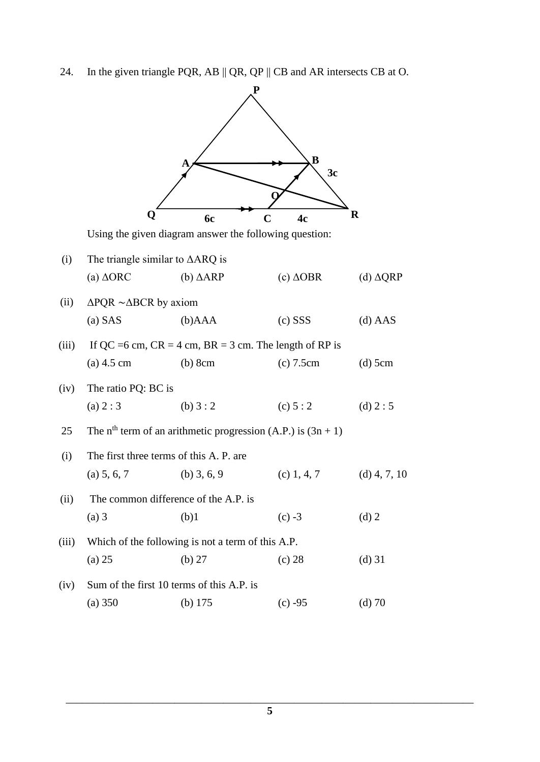24. In the given triangle PQR, AB || QR, QP || CB and AR intersects CB at O.

P

A B

3c

O

Q 6c C 4c R

Using the given diagram answer the following question:

(i) The triangle similar to ΔARQ is

(a) ΔORC (b) ΔARP (c) ΔOBR (d) ΔQRP

(ii) ΔPQR ∼ΔBCR by axiom

(a) SAS (b)AAA (c) SSS (d) AAS

(iii) If QC =6 cm, CR = 4 cm, BR = 3 cm. The length of RP is

(a) 4.5 cm (b) 8cm (c) 7.5cm (d) 5cm

(iv) The ratio PQ: BC is

(a) 2 : 3 (b) 3 : 2 (c) 5 : 2 (d) 2 : 5

25 The $n^{th}$ term of an arithmetic progression (A.P.) is $(3n + 1)$

(i) The first three terms of this A. P. are

(a) 5, 6, 7 (b) 3, 6, 9 (c) 1, 4, 7 (d) 4, 7, 10

(ii) The common difference of the A.P. is

(a) 3 (b)1 (c) -3 (d) 2

(iii) Which of the following is not a term of this A.P.

(a) 25 (b) 27 (c) 28 (d) 31

(iv) Sum of the first 10 terms of this A.P. is

(a) 350 (b) 175 (c) -95 (d) 70